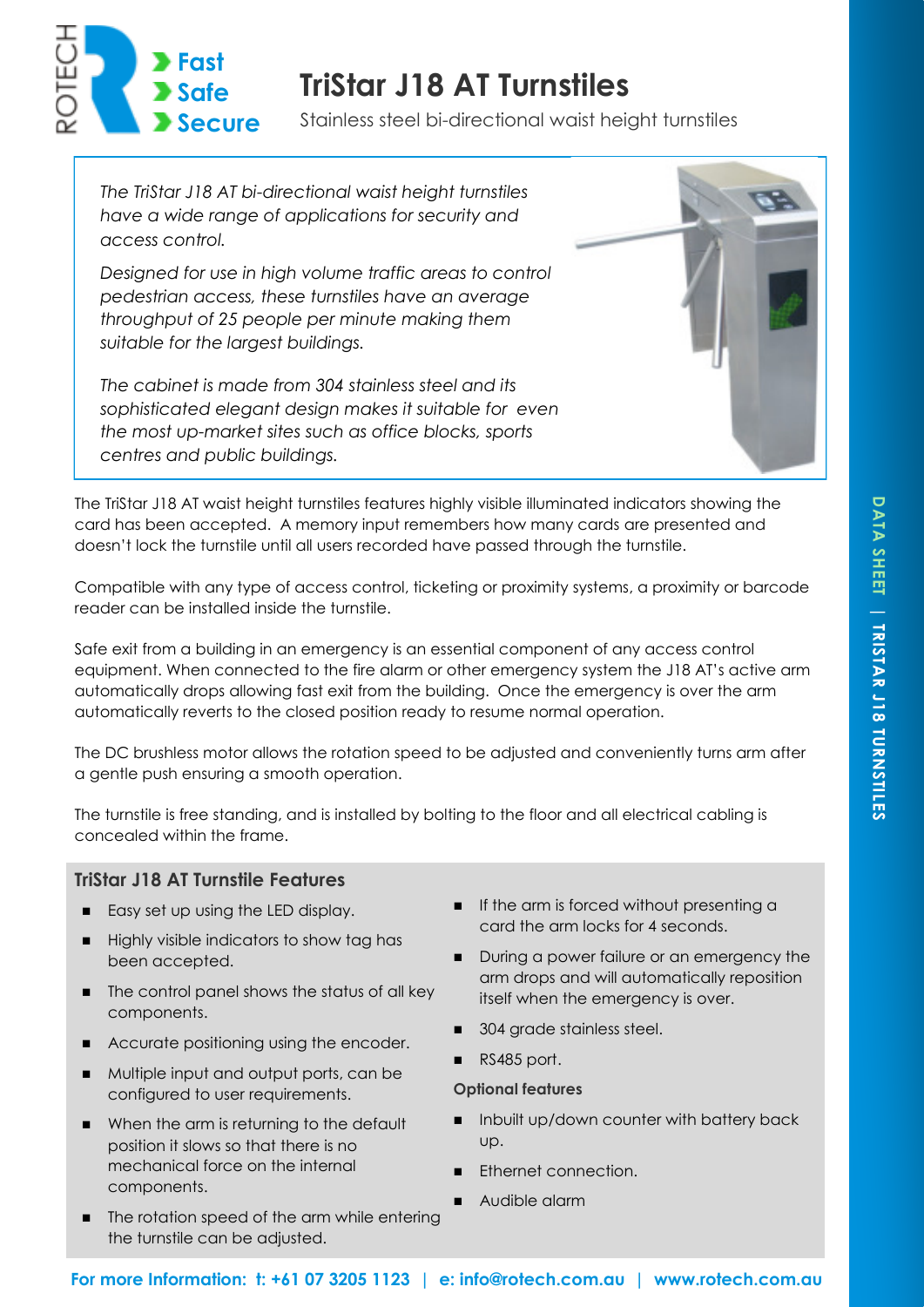ROTECH

**Fast**
**Safe**
**Secure**

# TriStar J18 AT Turnstiles

Stainless steel bi-directional waist height turnstiles

*The TriStar J18 AT bi-directional waist height turnstiles have a wide range of applications for security and access control.*

*Designed for use in high volume traffic areas to control pedestrian access, these turnstiles have an average throughput of 25 people per minute making them suitable for the largest buildings.*

*The cabinet is made from 304 stainless steel and its sophisticated elegant design makes it suitable for even the most up-market sites such as office blocks, sports centres and public buildings.*

The TriStar J18 AT waist height turnstiles features highly visible illuminated indicators showing the card has been accepted. A memory input remembers how many cards are presented and doesn't lock the turnstile until all users recorded have passed through the turnstile.

Compatible with any type of access control, ticketing or proximity systems, a proximity or barcode reader can be installed inside the turnstile.

Safe exit from a building in an emergency is an essential component of any access control equipment. When connected to the fire alarm or other emergency system the J18 AT's active arm automatically drops allowing fast exit from the building. Once the emergency is over the arm automatically reverts to the closed position ready to resume normal operation.

The DC brushless motor allows the rotation speed to be adjusted and conveniently turns arm after a gentle push ensuring a smooth operation.

The turnstile is free standing, and is installed by bolting to the floor and all electrical cabling is concealed within the frame.

## TriStar J18 AT Turnstile Features

- Easy set up using the LED display.
- Highly visible indicators to show tag has been accepted.
- The control panel shows the status of all key components.
- Accurate positioning using the encoder.
- Multiple input and output ports, can be configured to user requirements.
- When the arm is returning to the default position it slows so that there is no mechanical force on the internal components.
- The rotation speed of the arm while entering the turnstile can be adjusted.
- If the arm is forced without presenting a card the arm locks for 4 seconds.
- During a power failure or an emergency the arm drops and will automatically reposition itself when the emergency is over.
- 304 grade stainless steel.
- RS485 port.

**Optional features**

- Inbuilt up/down counter with battery back up.
- Ethernet connection.
- Audible alarm

**For more Information: t: +61 07 3205 1123 | e: info@rotech.com.au | www.rotech.com.au**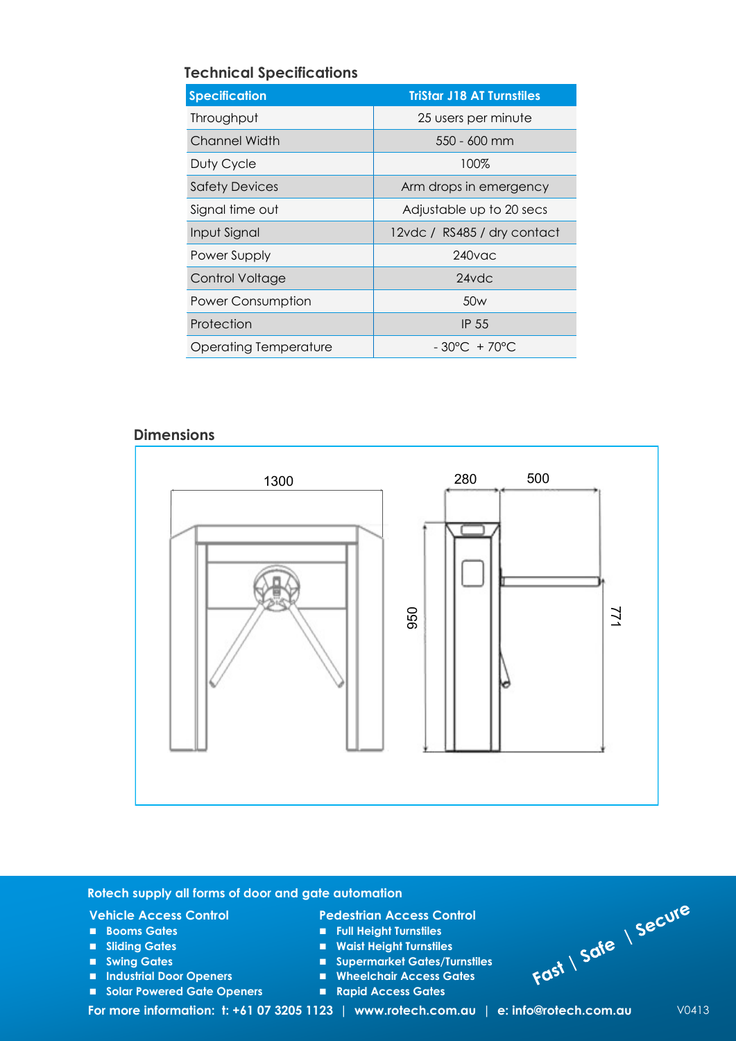### Technical Specifications

| Specification | TriStar J18 AT Turnstiles |
|---|---|
| Throughput | 25 users per minute |
| Channel Width | 550 - 600 mm |
| Duty Cycle | 100% |
| Safety Devices | Arm drops in emergency |
| Signal time out | Adjustable up to 20 secs |
| Input Signal | 12vdc / RS485 / dry contact |
| Power Supply | 240vac |
| Control Voltage | 24vdc |
| Power Consumption | 50w |
| Protection | IP 55 |
| Operating Temperature | - 30°C + 70°C |

### Dimensions

1300

280

500

950

771

Rotech supply all forms of door and gate automation

**Vehicle Access Control**

- Booms Gates
- Sliding Gates
- Swing Gates
- Industrial Door Openers
- Solar Powered Gate Openers

**Pedestrian Access Control**

- Full Height Turnstiles
- Waist Height Turnstiles
- Supermarket Gates/Turnstiles
- Wheelchair Access Gates
- Rapid Access Gates

Fast | Safe | Secure

For more information: t: +61 07 3205 1123 | www.rotech.com.au | e: info@rotech.com.au

V0413